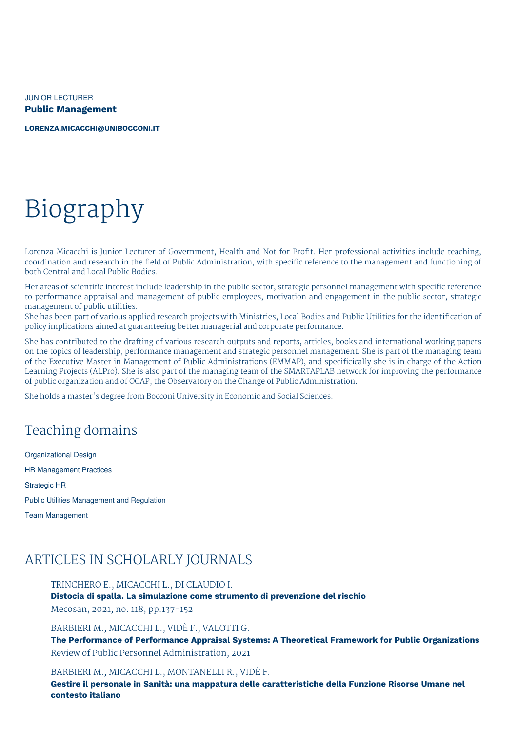JUNIOR LECTURER

**Public Management**

**LORENZA.MICACCHI@UNIBOCCONI.IT**

# Biography

Lorenza Micacchi is Junior Lecturer of Government, Health and Not for Profit. Her professional activities include teaching, coordination and research in the field of Public Administration, with specific reference to the management and functioning of both Central and Local Public Bodies.

Her areas of scientific interest include leadership in the public sector, strategic personnel management with specific reference to performance appraisal and management of public employees, motivation and engagement in the public sector, strategic management of public utilities.
She has been part of various applied research projects with Ministries, Local Bodies and Public Utilities for the identification of policy implications aimed at guaranteeing better managerial and corporate performance.

She has contributed to the drafting of various research outputs and reports, articles, books and international working papers on the topics of leadership, performance management and strategic personnel management. She is part of the managing team of the Executive Master in Management of Public Administrations (EMMAP), and specificially she is in charge of the Action Learning Projects (ALPro). She is also part of the managing team of the SMARTAPLAB network for improving the performance of public organization and of OCAP, the Observatory on the Change of Public Administration.

She holds a master's degree from Bocconi University in Economic and Social Sciences.

## Teaching domains

Organizational Design

HR Management Practices

Strategic HR

Public Utilities Management and Regulation

Team Management

## ARTICLES IN SCHOLARLY JOURNALS

TRINCHERO E., MICACCHI L., DI CLAUDIO I.
**Distocia di spalla. La simulazione come strumento di prevenzione del rischio**
Mecosan, 2021, no. 118, pp.137-152

BARBIERI M., MICACCHI L., VIDÈ F., VALOTTI G.
**The Performance of Performance Appraisal Systems: A Theoretical Framework for Public Organizations**
Review of Public Personnel Administration, 2021

BARBIERI M., MICACCHI L., MONTANELLI R., VIDÈ F.
**Gestire il personale in Sanità: una mappatura delle caratteristiche della Funzione Risorse Umane nel contesto italiano**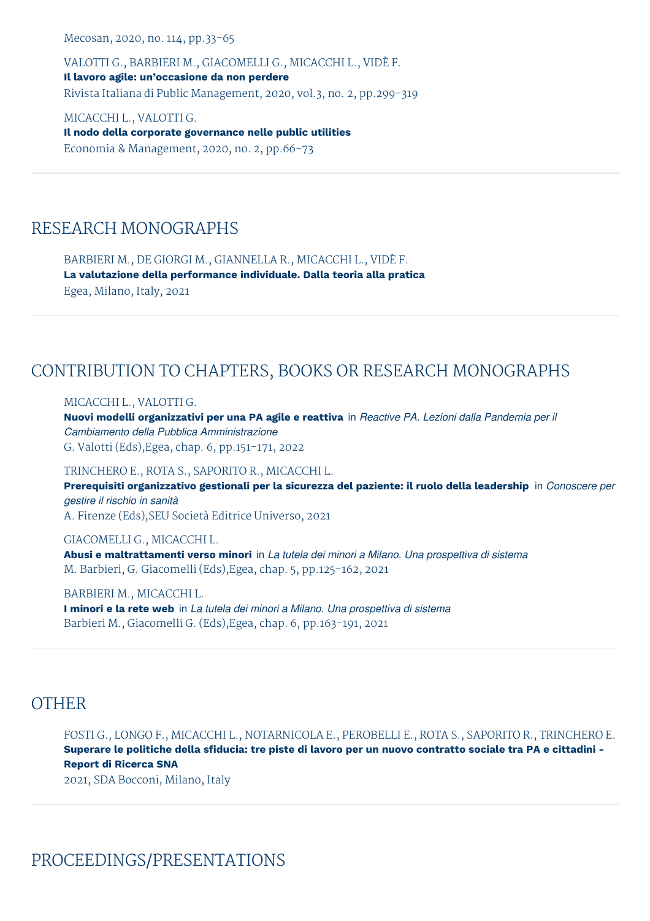Mecosan, 2020, no. 114, pp.33-65

VALOTTI G., BARBIERI M., GIACOMELLI G., MICACCHI L., VIDÈ F.
**Il lavoro agile: un'occasione da non perdere**
Rivista Italiana di Public Management, 2020, vol.3, no. 2, pp.299-319

MICACCHI L., VALOTTI G.
**Il nodo della corporate governance nelle public utilities**
Economia & Management, 2020, no. 2, pp.66-73

## RESEARCH MONOGRAPHS

BARBIERI M., DE GIORGI M., GIANNELLA R., MICACCHI L., VIDÈ F.
**La valutazione della performance individuale. Dalla teoria alla pratica**
Egea, Milano, Italy, 2021

## CONTRIBUTION TO CHAPTERS, BOOKS OR RESEARCH MONOGRAPHS

MICACCHI L., VALOTTI G.
**Nuovi modelli organizzativi per una PA agile e reattiva** in *Reactive PA. Lezioni dalla Pandemia per il Cambiamento della Pubblica Amministrazione*
G. Valotti (Eds),Egea, chap. 6, pp.151-171, 2022

TRINCHERO E., ROTA S., SAPORITO R., MICACCHI L.
**Prerequisiti organizzativo gestionali per la sicurezza del paziente: il ruolo della leadership** in *Conoscere per gestire il rischio in sanità*
A. Firenze (Eds),SEU Società Editrice Universo, 2021

GIACOMELLI G., MICACCHI L.
**Abusi e maltrattamenti verso minori** in *La tutela dei minori a Milano. Una prospettiva di sistema*
M. Barbieri, G. Giacomelli (Eds),Egea, chap. 5, pp.125-162, 2021

BARBIERI M., MICACCHI L.
**I minori e la rete web** in *La tutela dei minori a Milano. Una prospettiva di sistema*
Barbieri M., Giacomelli G. (Eds),Egea, chap. 6, pp.163-191, 2021

## OTHER

FOSTI G., LONGO F., MICACCHI L., NOTARNICOLA E., PEROBELLI E., ROTA S., SAPORITO R., TRINCHERO E.
**Superare le politiche della sfiducia: tre piste di lavoro per un nuovo contratto sociale tra PA e cittadini - Report di Ricerca SNA**
2021, SDA Bocconi, Milano, Italy

## PROCEEDINGS/PRESENTATIONS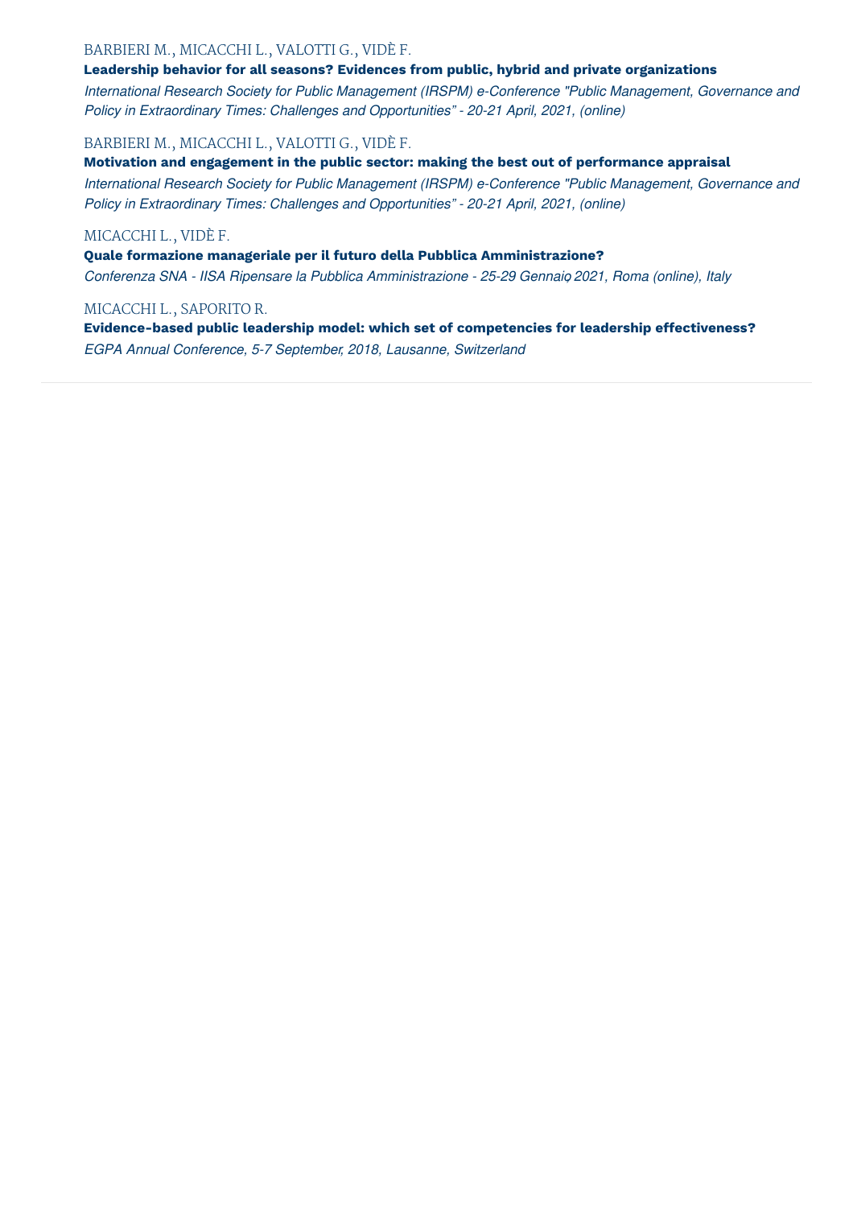BARBIERI M., MICACCHI L., VALOTTI G., VIDÈ F.

**Leadership behavior for all seasons? Evidences from public, hybrid and private organizations**

*International Research Society for Public Management (IRSPM) e-Conference "Public Management, Governance and Policy in Extraordinary Times: Challenges and Opportunities" - 20-21 April, 2021, (online)*

BARBIERI M., MICACCHI L., VALOTTI G., VIDÈ F.

**Motivation and engagement in the public sector: making the best out of performance appraisal**

*International Research Society for Public Management (IRSPM) e-Conference "Public Management, Governance and Policy in Extraordinary Times: Challenges and Opportunities" - 20-21 April, 2021, (online)*

MICACCHI L., VIDÈ F.

**Quale formazione manageriale per il futuro della Pubblica Amministrazione?**

*Conferenza SNA - IISA Ripensare la Pubblica Amministrazione - 25-29 Gennaio 2021, Roma (online), Italy*

MICACCHI L., SAPORITO R.

**Evidence-based public leadership model: which set of competencies for leadership effectiveness?**

*EGPA Annual Conference, 5-7 September, 2018, Lausanne, Switzerland*